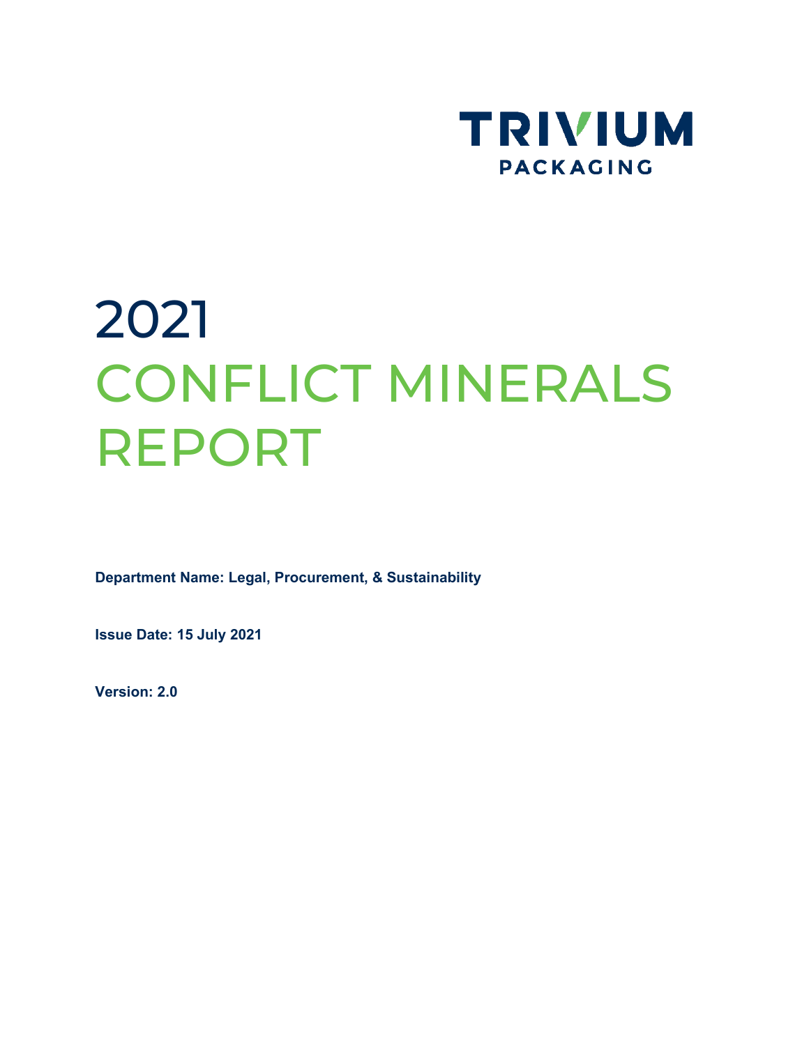TRIVIUM
PACKAGING

# 2021
# CONFLICT MINERALS REPORT

**Department Name: Legal, Procurement, & Sustainability**

**Issue Date: 15 July 2021**

**Version: 2.0**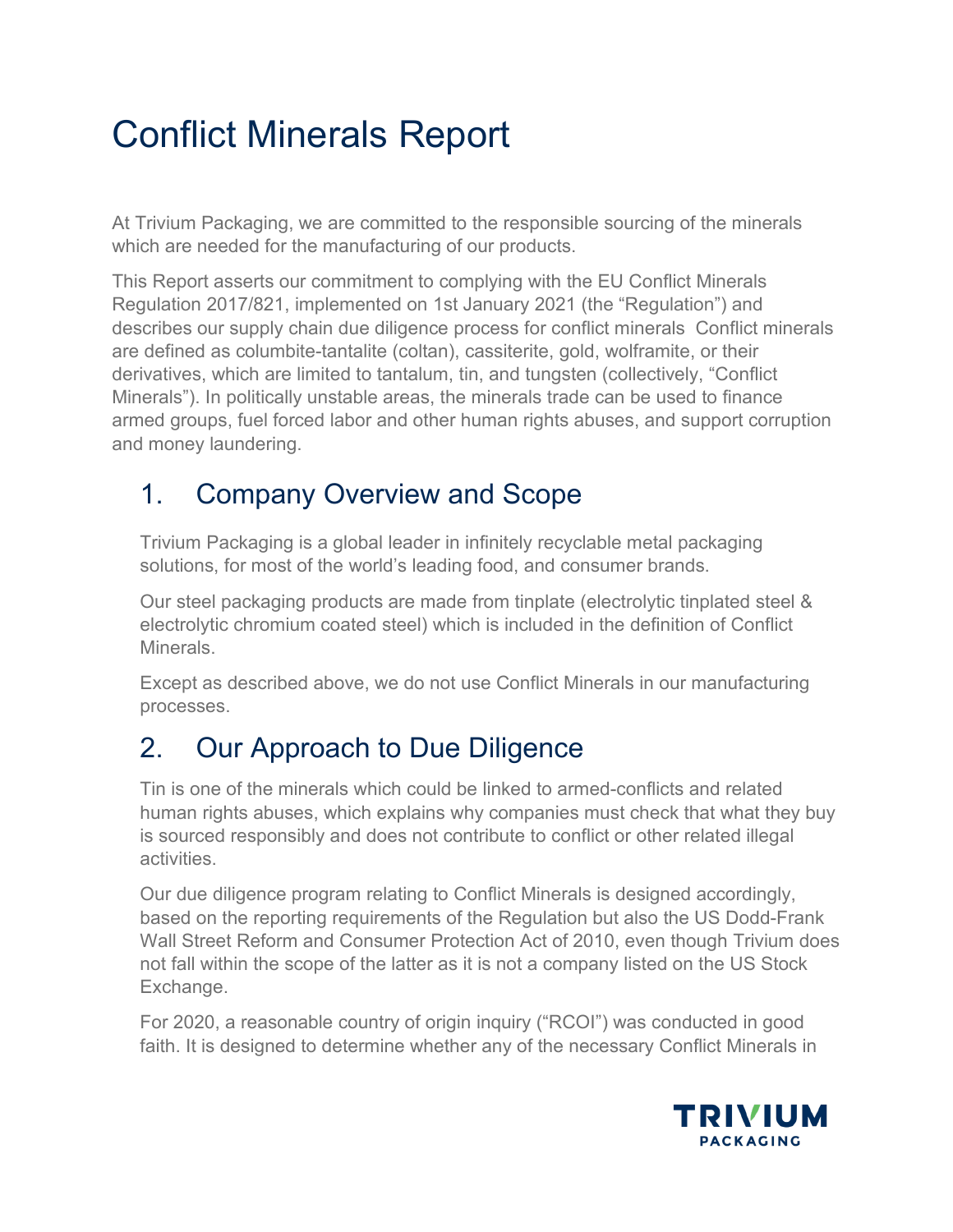# Conflict Minerals Report

At Trivium Packaging, we are committed to the responsible sourcing of the minerals which are needed for the manufacturing of our products.

This Report asserts our commitment to complying with the EU Conflict Minerals Regulation 2017/821, implemented on 1st January 2021 (the "Regulation") and describes our supply chain due diligence process for conflict minerals  Conflict minerals are defined as columbite-tantalite (coltan), cassiterite, gold, wolframite, or their derivatives, which are limited to tantalum, tin, and tungsten (collectively, "Conflict Minerals"). In politically unstable areas, the minerals trade can be used to finance armed groups, fuel forced labor and other human rights abuses, and support corruption and money laundering.

## 1. Company Overview and Scope

Trivium Packaging is a global leader in infinitely recyclable metal packaging solutions, for most of the world's leading food, and consumer brands.

Our steel packaging products are made from tinplate (electrolytic tinplated steel & electrolytic chromium coated steel) which is included in the definition of Conflict Minerals.

Except as described above, we do not use Conflict Minerals in our manufacturing processes.

## 2. Our Approach to Due Diligence

Tin is one of the minerals which could be linked to armed-conflicts and related human rights abuses, which explains why companies must check that what they buy is sourced responsibly and does not contribute to conflict or other related illegal activities.

Our due diligence program relating to Conflict Minerals is designed accordingly, based on the reporting requirements of the Regulation but also the US Dodd-Frank Wall Street Reform and Consumer Protection Act of 2010, even though Trivium does not fall within the scope of the latter as it is not a company listed on the US Stock Exchange.

For 2020, a reasonable country of origin inquiry ("RCOI") was conducted in good faith. It is designed to determine whether any of the necessary Conflict Minerals in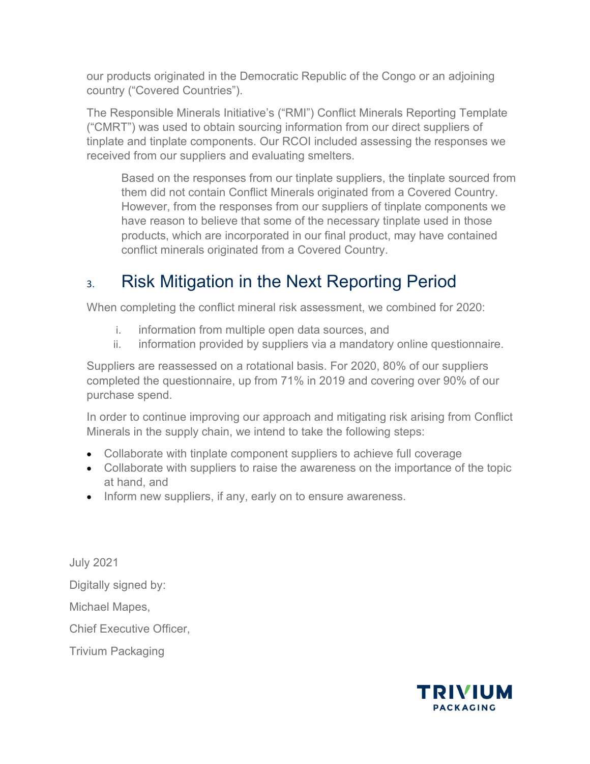our products originated in the Democratic Republic of the Congo or an adjoining country ("Covered Countries").

The Responsible Minerals Initiative's ("RMI") Conflict Minerals Reporting Template ("CMRT") was used to obtain sourcing information from our direct suppliers of tinplate and tinplate components. Our RCOI included assessing the responses we received from our suppliers and evaluating smelters.

> Based on the responses from our tinplate suppliers, the tinplate sourced from them did not contain Conflict Minerals originated from a Covered Country. However, from the responses from our suppliers of tinplate components we have reason to believe that some of the necessary tinplate used in those products, which are incorporated in our final product, may have contained conflict minerals originated from a Covered Country.

## 3. Risk Mitigation in the Next Reporting Period

When completing the conflict mineral risk assessment, we combined for 2020:

i. information from multiple open data sources, and
ii. information provided by suppliers via a mandatory online questionnaire.

Suppliers are reassessed on a rotational basis. For 2020, 80% of our suppliers completed the questionnaire, up from 71% in 2019 and covering over 90% of our purchase spend.

In order to continue improving our approach and mitigating risk arising from Conflict Minerals in the supply chain, we intend to take the following steps:

- Collaborate with tinplate component suppliers to achieve full coverage
- Collaborate with suppliers to raise the awareness on the importance of the topic at hand, and
- Inform new suppliers, if any, early on to ensure awareness.

July 2021

Digitally signed by:

Michael Mapes,

Chief Executive Officer,

Trivium Packaging

TRIVIUM PACKAGING